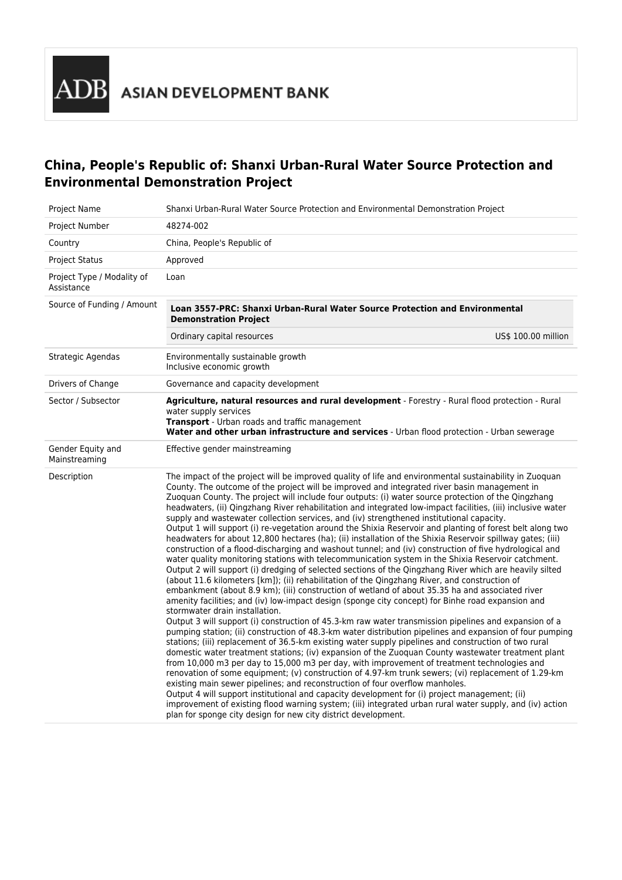ADB ASIAN DEVELOPMENT BANK

# China, People's Republic of: Shanxi Urban-Rural Water Source Protection and Environmental Demonstration Project

| | |
|---|---|
| Project Name | Shanxi Urban-Rural Water Source Protection and Environmental Demonstration Project |
| Project Number | 48274-002 |
| Country | China, People's Republic of |
| Project Status | Approved |
| Project Type / Modality of Assistance | Loan |
| Source of Funding / Amount | **Loan 3557-PRC: Shanxi Urban-Rural Water Source Protection and Environmental Demonstration Project**<br>Ordinary capital resources — US$ 100.00 million |
| Strategic Agendas | Environmentally sustainable growth<br>Inclusive economic growth |
| Drivers of Change | Governance and capacity development |
| Sector / Subsector | **Agriculture, natural resources and rural development** - Forestry - Rural flood protection - Rural water supply services<br>**Transport** - Urban roads and traffic management<br>**Water and other urban infrastructure and services** - Urban flood protection - Urban sewerage |
| Gender Equity and Mainstreaming | Effective gender mainstreaming |
| Description | The impact of the project will be improved quality of life and environmental sustainability in Zuoquan County. The outcome of the project will be improved and integrated river basin management in Zuoquan County. The project will include four outputs: (i) water source protection of the Qingzhang headwaters, (ii) Qingzhang River rehabilitation and integrated low-impact facilities, (iii) inclusive water supply and wastewater collection services, and (iv) strengthened institutional capacity.<br>Output 1 will support (i) re-vegetation around the Shixia Reservoir and planting of forest belt along two headwaters for about 12,800 hectares (ha); (ii) installation of the Shixia Reservoir spillway gates; (iii) construction of a flood-discharging and washout tunnel; and (iv) construction of five hydrological and water quality monitoring stations with telecommunication system in the Shixia Reservoir catchment.<br>Output 2 will support (i) dredging of selected sections of the Qingzhang River which are heavily silted (about 11.6 kilometers [km]); (ii) rehabilitation of the Qingzhang River, and construction of embankment (about 8.9 km); (iii) construction of wetland of about 35.35 ha and associated river amenity facilities; and (iv) low-impact design (sponge city concept) for Binhe road expansion and stormwater drain installation.<br>Output 3 will support (i) construction of 45.3-km raw water transmission pipelines and expansion of a pumping station; (ii) construction of 48.3-km water distribution pipelines and expansion of four pumping stations; (iii) replacement of 36.5-km existing water supply pipelines and construction of two rural domestic water treatment stations; (iv) expansion of the Zuoquan County wastewater treatment plant from 10,000 m3 per day to 15,000 m3 per day, with improvement of treatment technologies and renovation of some equipment; (v) construction of 4.97-km trunk sewers; (vi) replacement of 1.29-km existing main sewer pipelines; and reconstruction of four overflow manholes.<br>Output 4 will support institutional and capacity development for (i) project management; (ii) improvement of existing flood warning system; (iii) integrated urban rural water supply, and (iv) action plan for sponge city design for new city district development. |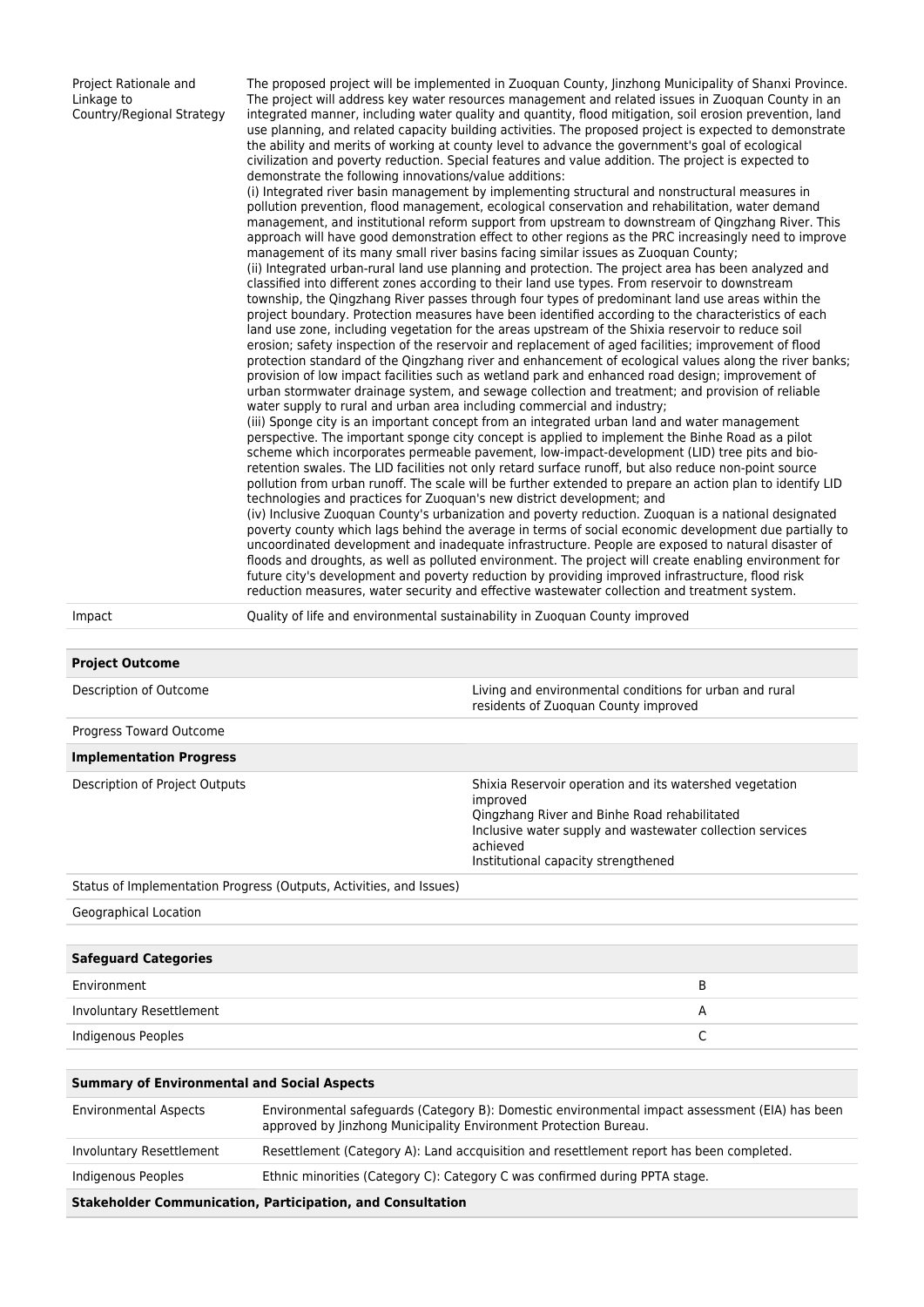| | |
|---|---|
| Project Rationale and Linkage to Country/Regional Strategy | The proposed project will be implemented in Zuoquan County, Jinzhong Municipality of Shanxi Province. The project will address key water resources management and related issues in Zuoquan County in an integrated manner, including water quality and quantity, flood mitigation, soil erosion prevention, land use planning, and related capacity building activities. The proposed project is expected to demonstrate the ability and merits of working at county level to advance the government's goal of ecological civilization and poverty reduction. Special features and value addition. The project is expected to demonstrate the following innovations/value additions:<br>(i) Integrated river basin management by implementing structural and nonstructural measures in pollution prevention, flood management, ecological conservation and rehabilitation, water demand management, and institutional reform support from upstream to downstream of Qingzhang River. This approach will have good demonstration effect to other regions as the PRC increasingly need to improve management of its many small river basins facing similar issues as Zuoquan County;<br>(ii) Integrated urban-rural land use planning and protection. The project area has been analyzed and classified into different zones according to their land use types. From reservoir to downstream township, the Qingzhang River passes through four types of predominant land use areas within the project boundary. Protection measures have been identified according to the characteristics of each land use zone, including vegetation for the areas upstream of the Shixia reservoir to reduce soil erosion; safety inspection of the reservoir and replacement of aged facilities; improvement of flood protection standard of the Qingzhang river and enhancement of ecological values along the river banks; provision of low impact facilities such as wetland park and enhanced road design; improvement of urban stormwater drainage system, and sewage collection and treatment; and provision of reliable water supply to rural and urban area including commercial and industry;<br>(iii) Sponge city is an important concept from an integrated urban land and water management perspective. The important sponge city concept is applied to implement the Binhe Road as a pilot scheme which incorporates permeable pavement, low-impact-development (LID) tree pits and bio-retention swales. The LID facilities not only retard surface runoff, but also reduce non-point source pollution from urban runoff. The scale will be further extended to prepare an action plan to identify LID technologies and practices for Zuoquan's new district development; and<br>(iv) Inclusive Zuoquan County's urbanization and poverty reduction. Zuoquan is a national designated poverty county which lags behind the average in terms of social economic development due partially to uncoordinated development and inadequate infrastructure. People are exposed to natural disaster of floods and droughts, as well as polluted environment. The project will create enabling environment for future city's development and poverty reduction by providing improved infrastructure, flood risk reduction measures, water security and effective wastewater collection and treatment system. |
| Impact | Quality of life and environmental sustainability in Zuoquan County improved |

| **Project Outcome** | |
|---|---|
| Description of Outcome | Living and environmental conditions for urban and rural residents of Zuoquan County improved |
| Progress Toward Outcome | |
| **Implementation Progress** | |
| Description of Project Outputs | Shixia Reservoir operation and its watershed vegetation improved<br>Qingzhang River and Binhe Road rehabilitated<br>Inclusive water supply and wastewater collection services achieved<br>Institutional capacity strengthened |
| Status of Implementation Progress (Outputs, Activities, and Issues) | |
| Geographical Location | |

| **Safeguard Categories** | |
|---|---|
| Environment | B |
| Involuntary Resettlement | A |
| Indigenous Peoples | C |

| **Summary of Environmental and Social Aspects** | |
|---|---|
| Environmental Aspects | Environmental safeguards (Category B): Domestic environmental impact assessment (EIA) has been approved by Jinzhong Municipality Environment Protection Bureau. |
| Involuntary Resettlement | Resettlement (Category A): Land accquisition and resettlement report has been completed. |
| Indigenous Peoples | Ethnic minorities (Category C): Category C was confirmed during PPTA stage. |
| **Stakeholder Communication, Participation, and Consultation** | |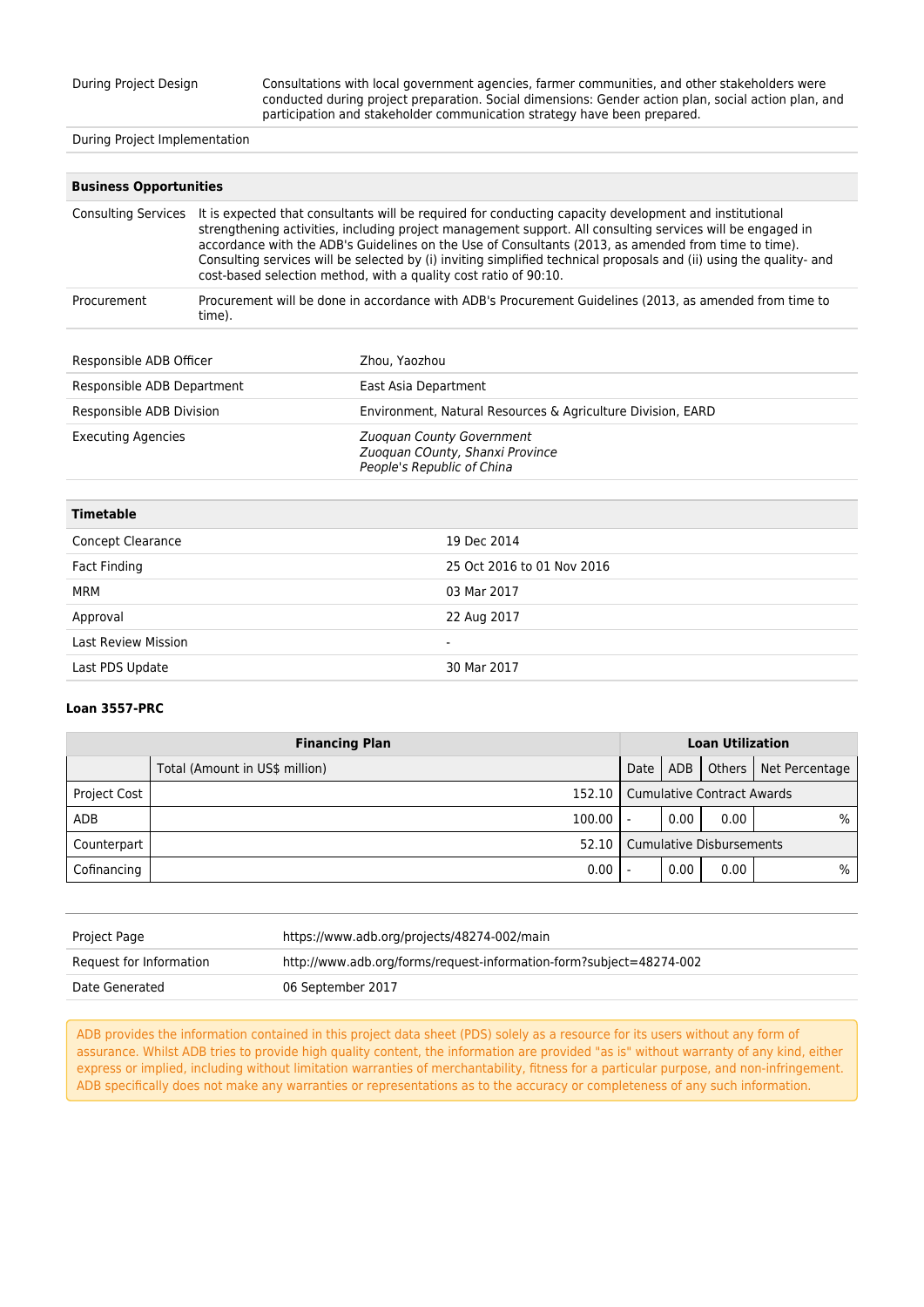| | |
|---|---|
| During Project Design | Consultations with local government agencies, farmer communities, and other stakeholders were conducted during project preparation. Social dimensions: Gender action plan, social action plan, and participation and stakeholder communication strategy have been prepared. |
| During Project Implementation | |

| **Business Opportunities** | |
|---|---|
| Consulting Services | It is expected that consultants will be required for conducting capacity development and institutional strengthening activities, including project management support. All consulting services will be engaged in accordance with the ADB's Guidelines on the Use of Consultants (2013, as amended from time to time). Consulting services will be selected by (i) inviting simplified technical proposals and (ii) using the quality- and cost-based selection method, with a quality cost ratio of 90:10. |
| Procurement | Procurement will be done in accordance with ADB's Procurement Guidelines (2013, as amended from time to time). |

| | |
|---|---|
| Responsible ADB Officer | Zhou, Yaozhou |
| Responsible ADB Department | East Asia Department |
| Responsible ADB Division | Environment, Natural Resources & Agriculture Division, EARD |
| Executing Agencies | *Zuoquan County Government*<br>*Zuoquan COunty, Shanxi Province*<br>*People's Republic of China* |

| **Timetable** | |
|---|---|
| Concept Clearance | 19 Dec 2014 |
| Fact Finding | 25 Oct 2016 to 01 Nov 2016 |
| MRM | 03 Mar 2017 |
| Approval | 22 Aug 2017 |
| Last Review Mission | - |
| Last PDS Update | 30 Mar 2017 |

**Loan 3557-PRC**

| Financing Plan | | Loan Utilization | | | |
|---|---|---|---|---|---|
| | Total (Amount in US$ million) | Date | ADB | Others | Net Percentage |
| Project Cost | 152.10 | Cumulative Contract Awards | | | |
| ADB | 100.00 | - | 0.00 | 0.00 | % |
| Counterpart | 52.10 | Cumulative Disbursements | | | |
| Cofinancing | 0.00 | - | 0.00 | 0.00 | % |

| | |
|---|---|
| Project Page | https://www.adb.org/projects/48274-002/main |
| Request for Information | http://www.adb.org/forms/request-information-form?subject=48274-002 |
| Date Generated | 06 September 2017 |

ADB provides the information contained in this project data sheet (PDS) solely as a resource for its users without any form of assurance. Whilst ADB tries to provide high quality content, the information are provided "as is" without warranty of any kind, either express or implied, including without limitation warranties of merchantability, fitness for a particular purpose, and non-infringement. ADB specifically does not make any warranties or representations as to the accuracy or completeness of any such information.